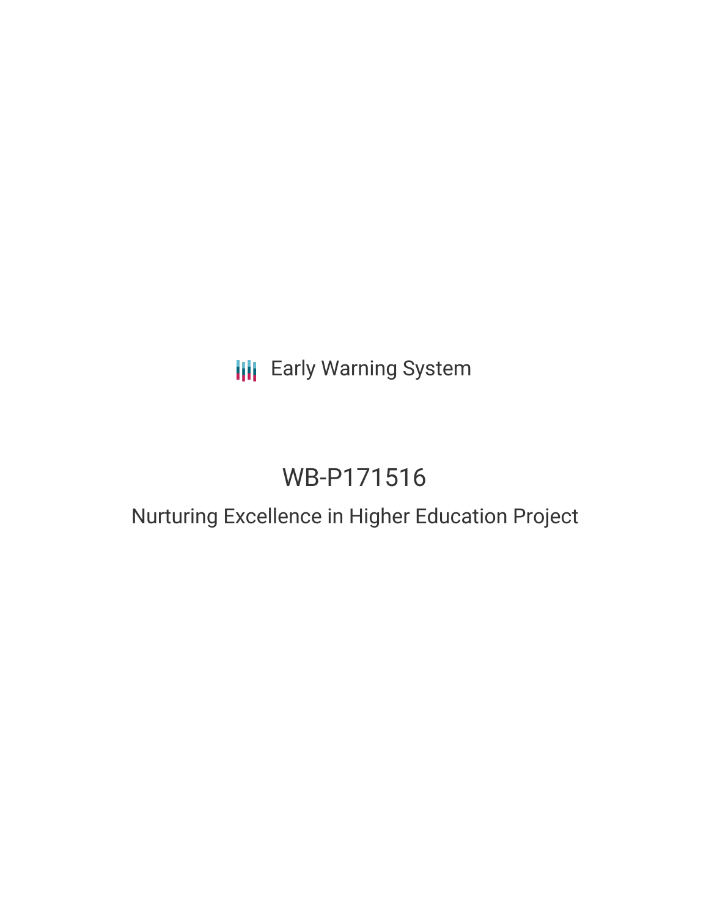Early Warning System

# WB-P171516

## Nurturing Excellence in Higher Education Project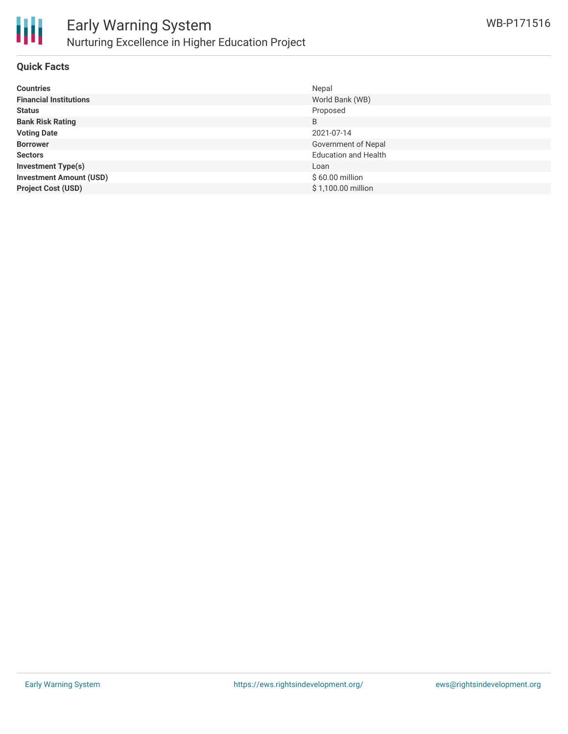# Early Warning System

## Nurturing Excellence in Higher Education Project

WB-P171516

### Quick Facts

| | |
|---|---|
| **Countries** | Nepal |
| **Financial Institutions** | World Bank (WB) |
| **Status** | Proposed |
| **Bank Risk Rating** | B |
| **Voting Date** | 2021-07-14 |
| **Borrower** | Government of Nepal |
| **Sectors** | Education and Health |
| **Investment Type(s)** | Loan |
| **Investment Amount (USD)** | $ 60.00 million |
| **Project Cost (USD)** | $ 1,100.00 million |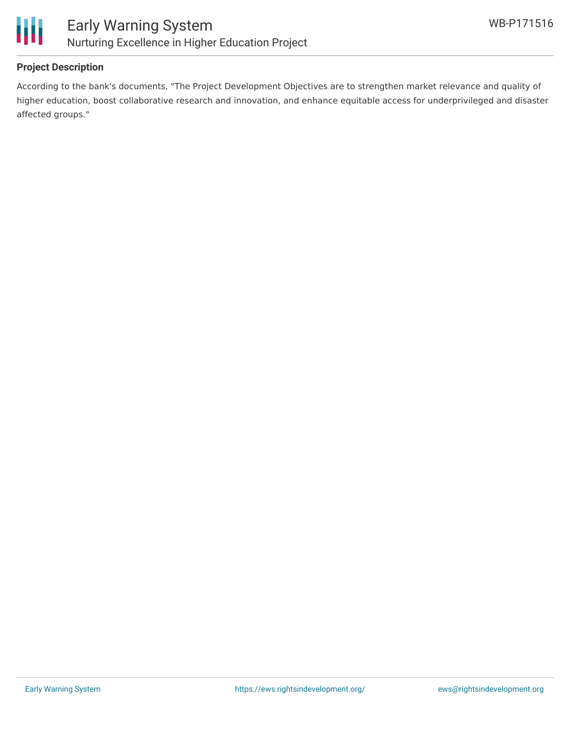## Project Description

According to the bank's documents, "The Project Development Objectives are to strengthen market relevance and quality of higher education, boost collaborative research and innovation, and enhance equitable access for underprivileged and disaster affected groups."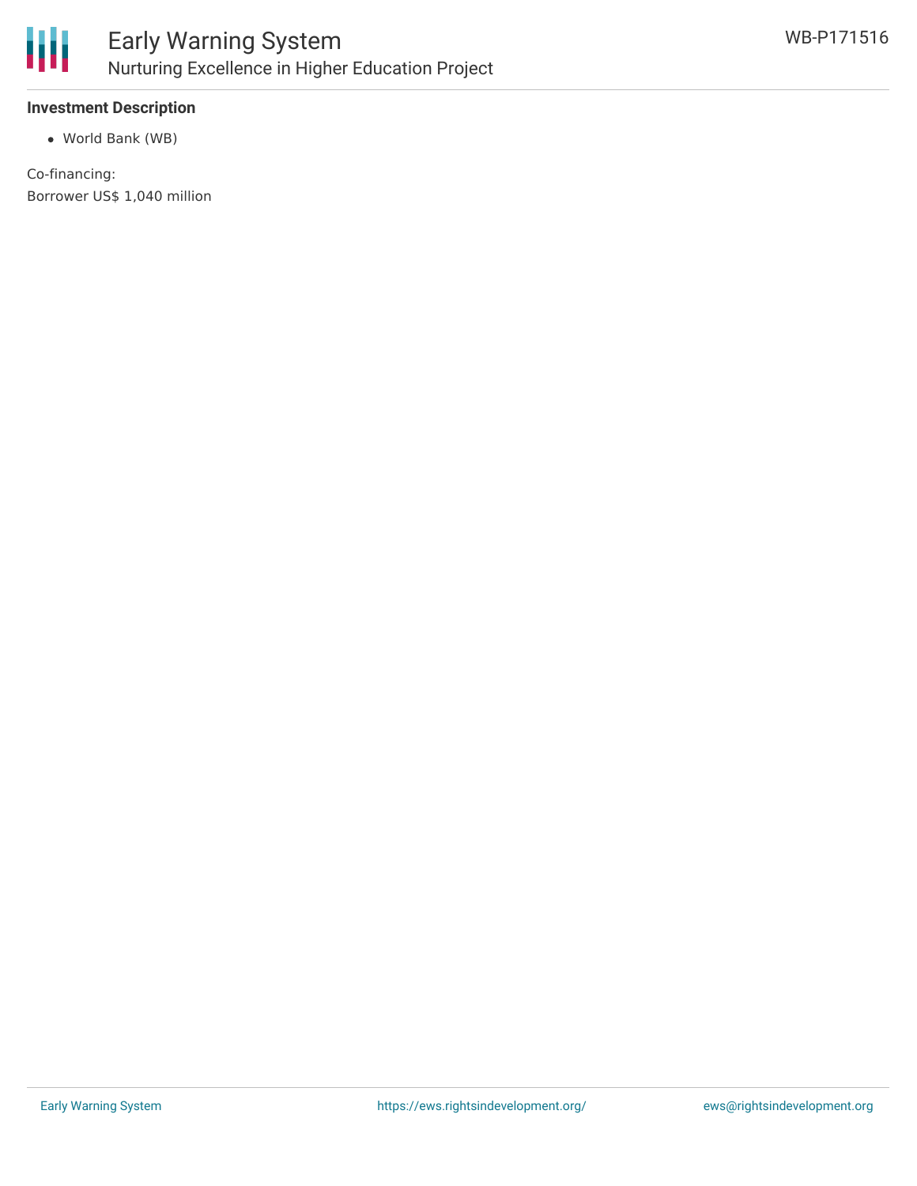### Investment Description

- World Bank (WB)

Co-financing:
Borrower US$ 1,040 million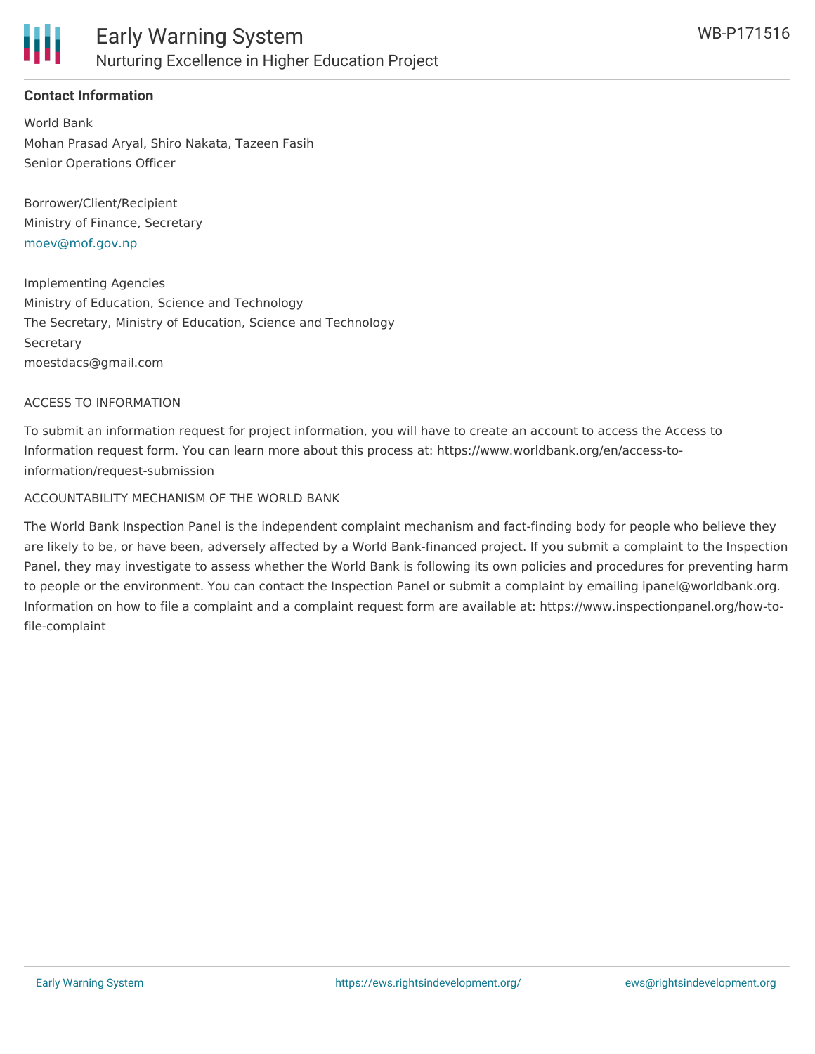### Contact Information

World Bank
Mohan Prasad Aryal, Shiro Nakata, Tazeen Fasih
Senior Operations Officer

Borrower/Client/Recipient
Ministry of Finance, Secretary
moev@mof.gov.np

Implementing Agencies
Ministry of Education, Science and Technology
The Secretary, Ministry of Education, Science and Technology
Secretary
moestdacs@gmail.com

ACCESS TO INFORMATION

To submit an information request for project information, you will have to create an account to access the Access to Information request form. You can learn more about this process at: https://www.worldbank.org/en/access-to-information/request-submission

ACCOUNTABILITY MECHANISM OF THE WORLD BANK

The World Bank Inspection Panel is the independent complaint mechanism and fact-finding body for people who believe they are likely to be, or have been, adversely affected by a World Bank-financed project. If you submit a complaint to the Inspection Panel, they may investigate to assess whether the World Bank is following its own policies and procedures for preventing harm to people or the environment. You can contact the Inspection Panel or submit a complaint by emailing ipanel@worldbank.org. Information on how to file a complaint and a complaint request form are available at: https://www.inspectionpanel.org/how-to-file-complaint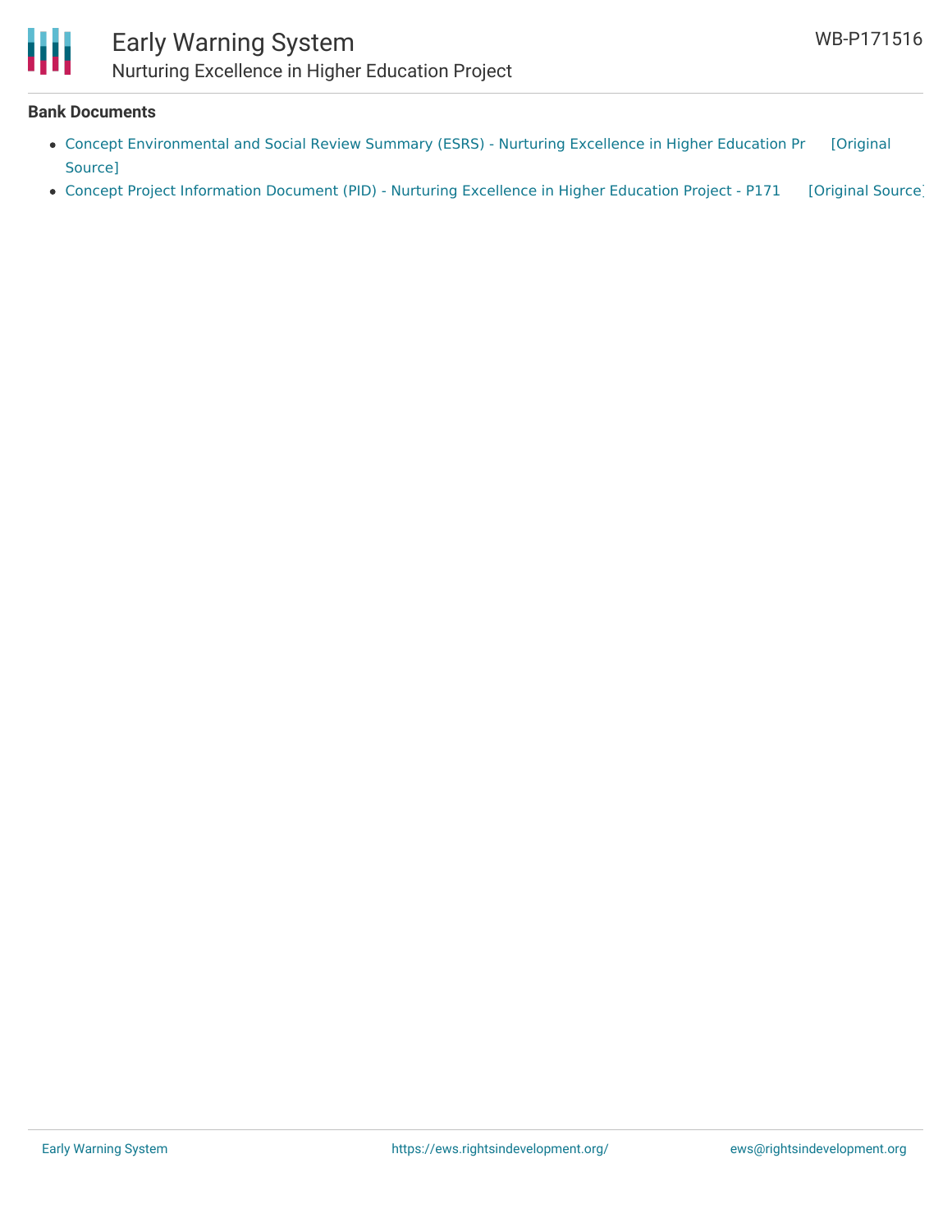**Bank Documents**

- Concept Environmental and Social Review Summary (ESRS) - Nurturing Excellence in Higher Education Pr [Original Source]
- Concept Project Information Document (PID) - Nurturing Excellence in Higher Education Project - P171 [Original Source]